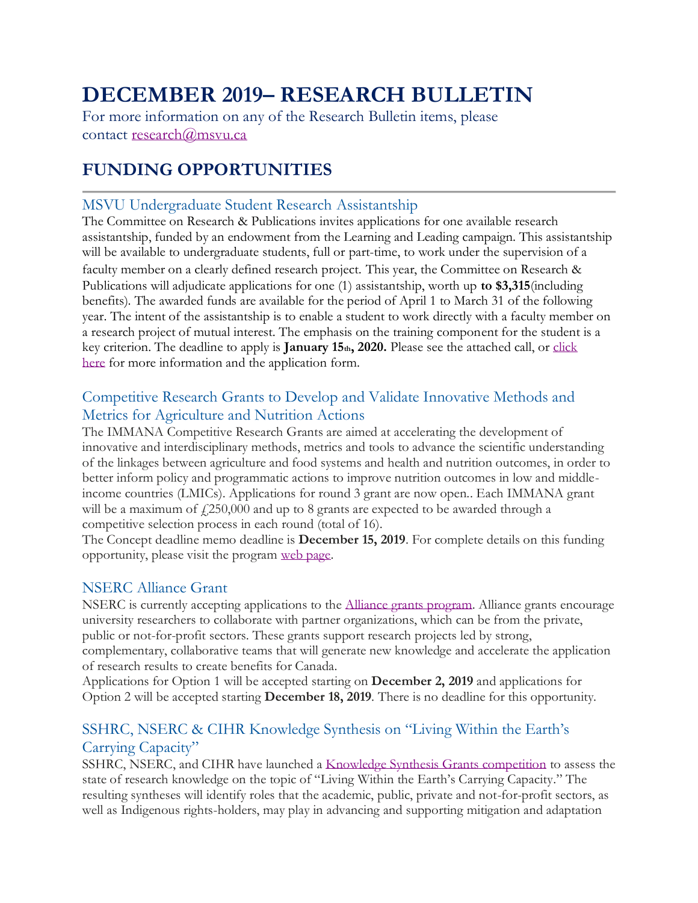# DECEMBER 2019– RESEARCH BULLETIN

For more information on any of the Research Bulletin items, please contact research@msvu.ca

## FUNDING OPPORTUNITIES

### MSVU Undergraduate Student Research Assistantship

The Committee on Research & Publications invites applications for one available research assistantship, funded by an endowment from the Learning and Leading campaign. This assistantship will be available to undergraduate students, full or part-time, to work under the supervision of a faculty member on a clearly defined research project. This year, the Committee on Research & Publications will adjudicate applications for one (1) assistantship, worth up **to $3,315**(including benefits). The awarded funds are available for the period of April 1 to March 31 of the following year. The intent of the assistantship is to enable a student to work directly with a faculty member on a research project of mutual interest. The emphasis on the training component for the student is a key criterion. The deadline to apply is **January 15th, 2020.** Please see the attached call, or click here for more information and the application form.

### Competitive Research Grants to Develop and Validate Innovative Methods and Metrics for Agriculture and Nutrition Actions

The IMMANA Competitive Research Grants are aimed at accelerating the development of innovative and interdisciplinary methods, metrics and tools to advance the scientific understanding of the linkages between agriculture and food systems and health and nutrition outcomes, in order to better inform policy and programmatic actions to improve nutrition outcomes in low and middle-income countries (LMICs). Applications for round 3 grant are now open.. Each IMMANA grant will be a maximum of £250,000 and up to 8 grants are expected to be awarded through a competitive selection process in each round (total of 16).

The Concept deadline memo deadline is **December 15, 2019**. For complete details on this funding opportunity, please visit the program web page.

### NSERC Alliance Grant

NSERC is currently accepting applications to the Alliance grants program. Alliance grants encourage university researchers to collaborate with partner organizations, which can be from the private, public or not-for-profit sectors. These grants support research projects led by strong, complementary, collaborative teams that will generate new knowledge and accelerate the application of research results to create benefits for Canada.

Applications for Option 1 will be accepted starting on **December 2, 2019** and applications for Option 2 will be accepted starting **December 18, 2019**. There is no deadline for this opportunity.

### SSHRC, NSERC & CIHR Knowledge Synthesis on "Living Within the Earth's Carrying Capacity"

SSHRC, NSERC, and CIHR have launched a Knowledge Synthesis Grants competition to assess the state of research knowledge on the topic of "Living Within the Earth's Carrying Capacity." The resulting syntheses will identify roles that the academic, public, private and not-for-profit sectors, as well as Indigenous rights-holders, may play in advancing and supporting mitigation and adaptation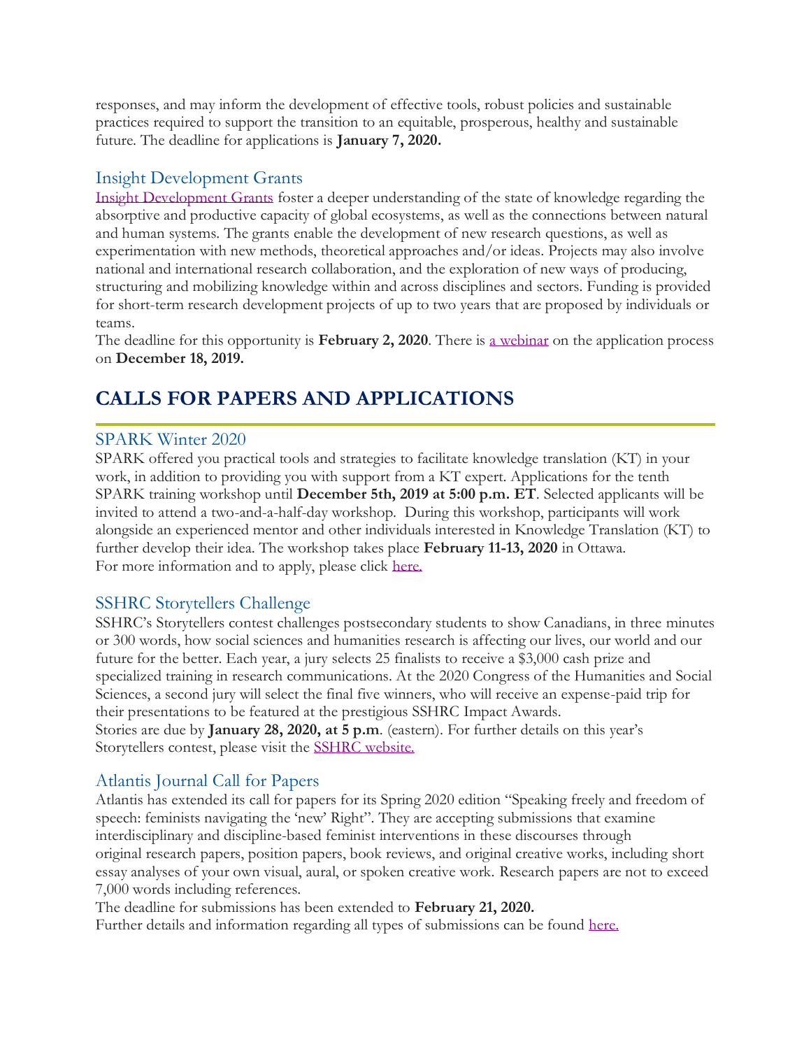responses, and may inform the development of effective tools, robust policies and sustainable practices required to support the transition to an equitable, prosperous, healthy and sustainable future. The deadline for applications is **January 7, 2020.**

### Insight Development Grants

Insight Development Grants foster a deeper understanding of the state of knowledge regarding the absorptive and productive capacity of global ecosystems, as well as the connections between natural and human systems. The grants enable the development of new research questions, as well as experimentation with new methods, theoretical approaches and/or ideas. Projects may also involve national and international research collaboration, and the exploration of new ways of producing, structuring and mobilizing knowledge within and across disciplines and sectors. Funding is provided for short-term research development projects of up to two years that are proposed by individuals or teams.

The deadline for this opportunity is **February 2, 2020**. There is a webinar on the application process on **December 18, 2019.**

## CALLS FOR PAPERS AND APPLICATIONS

### SPARK Winter 2020

SPARK offered you practical tools and strategies to facilitate knowledge translation (KT) in your work, in addition to providing you with support from a KT expert. Applications for the tenth SPARK training workshop until **December 5th, 2019 at 5:00 p.m. ET**. Selected applicants will be invited to attend a two-and-a-half-day workshop. During this workshop, participants will work alongside an experienced mentor and other individuals interested in Knowledge Translation (KT) to further develop their idea. The workshop takes place **February 11-13, 2020** in Ottawa.
For more information and to apply, please click here.

### SSHRC Storytellers Challenge

SSHRC's Storytellers contest challenges postsecondary students to show Canadians, in three minutes or 300 words, how social sciences and humanities research is affecting our lives, our world and our future for the better. Each year, a jury selects 25 finalists to receive a $3,000 cash prize and specialized training in research communications. At the 2020 Congress of the Humanities and Social Sciences, a second jury will select the final five winners, who will receive an expense-paid trip for their presentations to be featured at the prestigious SSHRC Impact Awards.
Stories are due by **January 28, 2020, at 5 p.m**. (eastern). For further details on this year's Storytellers contest, please visit the SSHRC website.

### Atlantis Journal Call for Papers

Atlantis has extended its call for papers for its Spring 2020 edition "Speaking freely and freedom of speech: feminists navigating the 'new' Right". They are accepting submissions that examine interdisciplinary and discipline-based feminist interventions in these discourses through original research papers, position papers, book reviews, and original creative works, including short essay analyses of your own visual, aural, or spoken creative work. Research papers are not to exceed 7,000 words including references.
The deadline for submissions has been extended to **February 21, 2020.**
Further details and information regarding all types of submissions can be found here.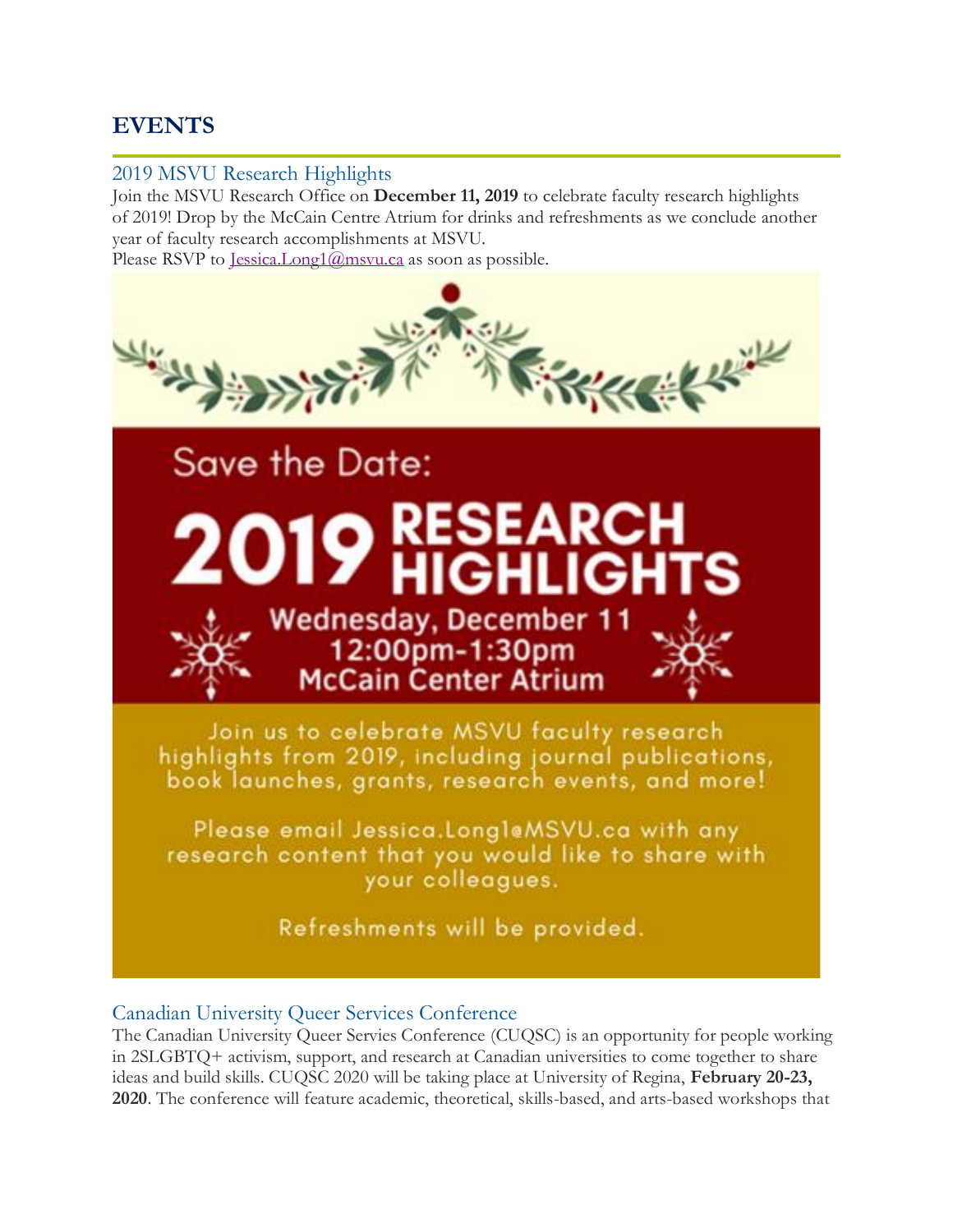# EVENTS

## 2019 MSVU Research Highlights

Join the MSVU Research Office on **December 11, 2019** to celebrate faculty research highlights of 2019! Drop by the McCain Centre Atrium for drinks and refreshments as we conclude another year of faculty research accomplishments at MSVU.
Please RSVP to Jessica.Long1@msvu.ca as soon as possible.

Save the Date:

**2019 RESEARCH HIGHLIGHTS**

**Wednesday, December 11**
**12:00pm-1:30pm**
**McCain Center Atrium**

Join us to celebrate MSVU faculty research highlights from 2019, including journal publications, book launches, grants, research events, and more!

Please email Jessica.Long1@MSVU.ca with any research content that you would like to share with your colleagues.

Refreshments will be provided.

## Canadian University Queer Services Conference

The Canadian University Queer Servies Conference (CUQSC) is an opportunity for people working in 2SLGBTQ+ activism, support, and research at Canadian universities to come together to share ideas and build skills. CUQSC 2020 will be taking place at University of Regina, **February 20-23, 2020**. The conference will feature academic, theoretical, skills-based, and arts-based workshops that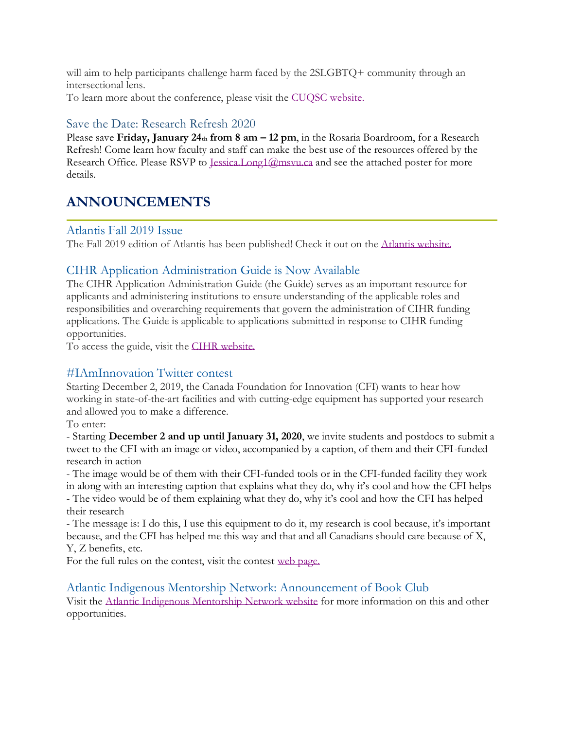will aim to help participants challenge harm faced by the 2SLGBTQ+ community through an intersectional lens.
To learn more about the conference, please visit the CUQSC website.

### Save the Date: Research Refresh 2020

Please save **Friday, January 24th from 8 am – 12 pm**, in the Rosaria Boardroom, for a Research Refresh! Come learn how faculty and staff can make the best use of the resources offered by the Research Office. Please RSVP to Jessica.Long1@msvu.ca and see the attached poster for more details.

## ANNOUNCEMENTS

### Atlantis Fall 2019 Issue

The Fall 2019 edition of Atlantis has been published! Check it out on the Atlantis website.

### CIHR Application Administration Guide is Now Available

The CIHR Application Administration Guide (the Guide) serves as an important resource for applicants and administering institutions to ensure understanding of the applicable roles and responsibilities and overarching requirements that govern the administration of CIHR funding applications. The Guide is applicable to applications submitted in response to CIHR funding opportunities.
To access the guide, visit the CIHR website.

### #IAmInnovation Twitter contest

Starting December 2, 2019, the Canada Foundation for Innovation (CFI) wants to hear how working in state-of-the-art facilities and with cutting-edge equipment has supported your research and allowed you to make a difference.
To enter:
- Starting **December 2 and up until January 31, 2020**, we invite students and postdocs to submit a tweet to the CFI with an image or video, accompanied by a caption, of them and their CFI-funded research in action
- The image would be of them with their CFI-funded tools or in the CFI-funded facility they work in along with an interesting caption that explains what they do, why it's cool and how the CFI helps
- The video would be of them explaining what they do, why it's cool and how the CFI has helped their research
- The message is: I do this, I use this equipment to do it, my research is cool because, it's important because, and the CFI has helped me this way and that and all Canadians should care because of X, Y, Z benefits, etc.

For the full rules on the contest, visit the contest web page.

### Atlantic Indigenous Mentorship Network: Announcement of Book Club

Visit the Atlantic Indigenous Mentorship Network website for more information on this and other opportunities.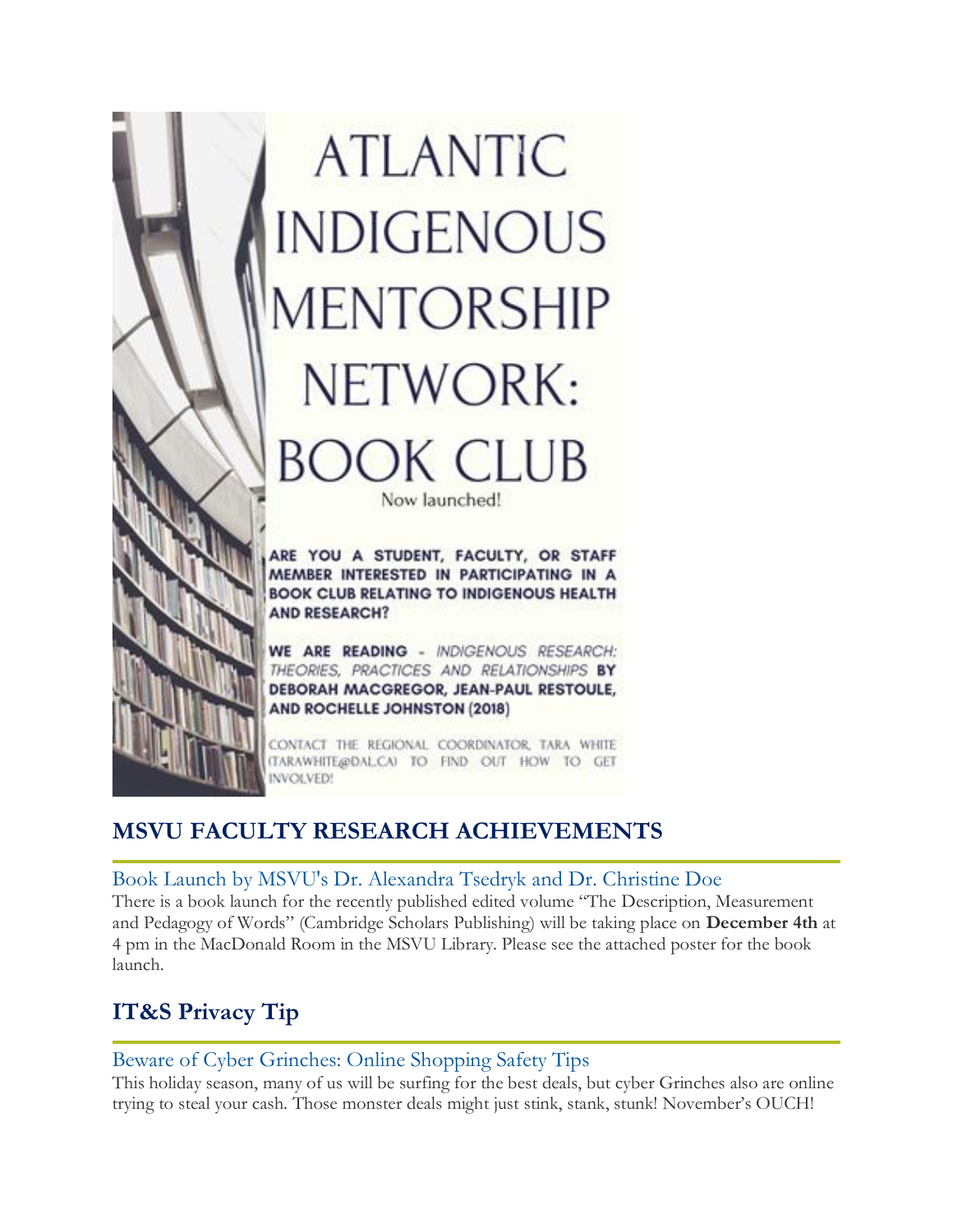# ATLANTIC INDIGENOUS MENTORSHIP NETWORK: BOOK CLUB

Now launched!

**ARE YOU A STUDENT, FACULTY, OR STAFF MEMBER INTERESTED IN PARTICIPATING IN A BOOK CLUB RELATING TO INDIGENOUS HEALTH AND RESEARCH?**

**WE ARE READING -** *INDIGENOUS RESEARCH: THEORIES, PRACTICES AND RELATIONSHIPS* **BY DEBORAH MACGREGOR, JEAN-PAUL RESTOULE, AND ROCHELLE JOHNSTON (2018)**

CONTACT THE REGIONAL COORDINATOR, TARA WHITE (TARAWHITE@DAL.CA) TO FIND OUT HOW TO GET INVOLVED!

## MSVU FACULTY RESEARCH ACHIEVEMENTS

### Book Launch by MSVU's Dr. Alexandra Tsedryk and Dr. Christine Doe

There is a book launch for the recently published edited volume "The Description, Measurement and Pedagogy of Words" (Cambridge Scholars Publishing) will be taking place on **December 4th** at 4 pm in the MacDonald Room in the MSVU Library. Please see the attached poster for the book launch.

## IT&S Privacy Tip

### Beware of Cyber Grinches: Online Shopping Safety Tips

This holiday season, many of us will be surfing for the best deals, but cyber Grinches also are online trying to steal your cash. Those monster deals might just stink, stank, stunk! November's OUCH!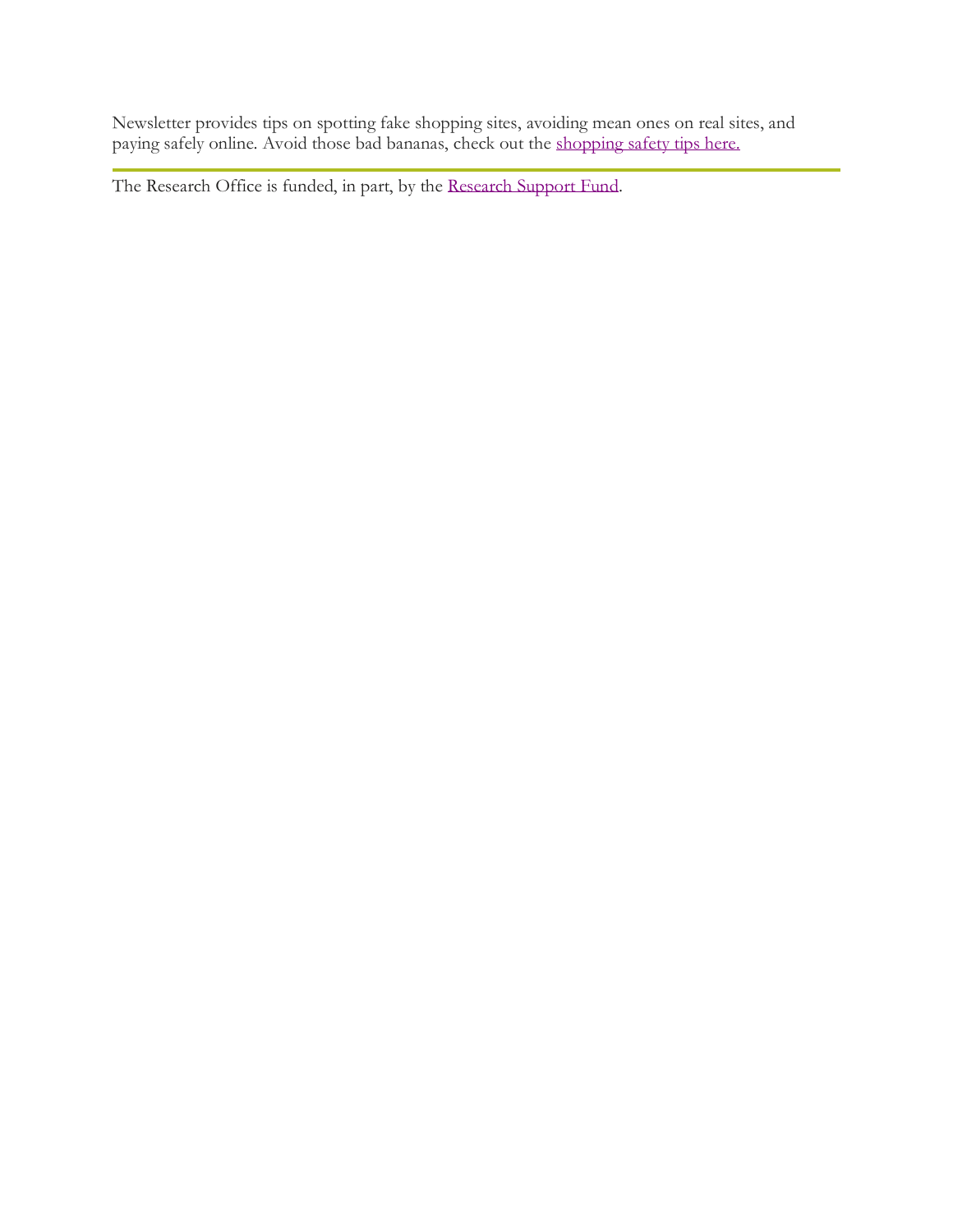Newsletter provides tips on spotting fake shopping sites, avoiding mean ones on real sites, and paying safely online. Avoid those bad bananas, check out the shopping safety tips here.

---

The Research Office is funded, in part, by the Research Support Fund.